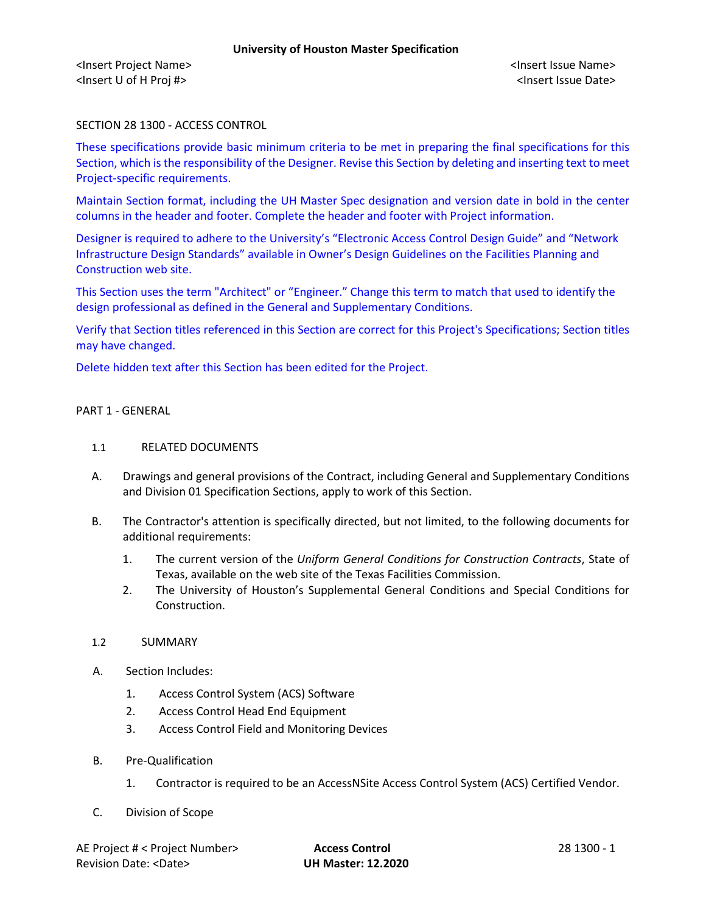<Insert Project Name>
<Insert U of H Proj #>

<Insert Issue Name>
<Insert Issue Date>

# SECTION 28 1300 - ACCESS CONTROL

These specifications provide basic minimum criteria to be met in preparing the final specifications for this Section, which is the responsibility of the Designer. Revise this Section by deleting and inserting text to meet Project-specific requirements.

Maintain Section format, including the UH Master Spec designation and version date in bold in the center columns in the header and footer. Complete the header and footer with Project information.

Designer is required to adhere to the University's "Electronic Access Control Design Guide" and "Network Infrastructure Design Standards" available in Owner's Design Guidelines on the Facilities Planning and Construction web site.

This Section uses the term "Architect" or "Engineer." Change this term to match that used to identify the design professional as defined in the General and Supplementary Conditions.

Verify that Section titles referenced in this Section are correct for this Project's Specifications; Section titles may have changed.

Delete hidden text after this Section has been edited for the Project.

## PART 1 - GENERAL

### 1.1 RELATED DOCUMENTS

A. Drawings and general provisions of the Contract, including General and Supplementary Conditions and Division 01 Specification Sections, apply to work of this Section.

B. The Contractor's attention is specifically directed, but not limited, to the following documents for additional requirements:

1. The current version of the *Uniform General Conditions for Construction Contracts*, State of Texas, available on the web site of the Texas Facilities Commission.
2. The University of Houston's Supplemental General Conditions and Special Conditions for Construction.

### 1.2 SUMMARY

A. Section Includes:

1. Access Control System (ACS) Software
2. Access Control Head End Equipment
3. Access Control Field and Monitoring Devices

B. Pre-Qualification

1. Contractor is required to be an AccessNSite Access Control System (ACS) Certified Vendor.

C. Division of Scope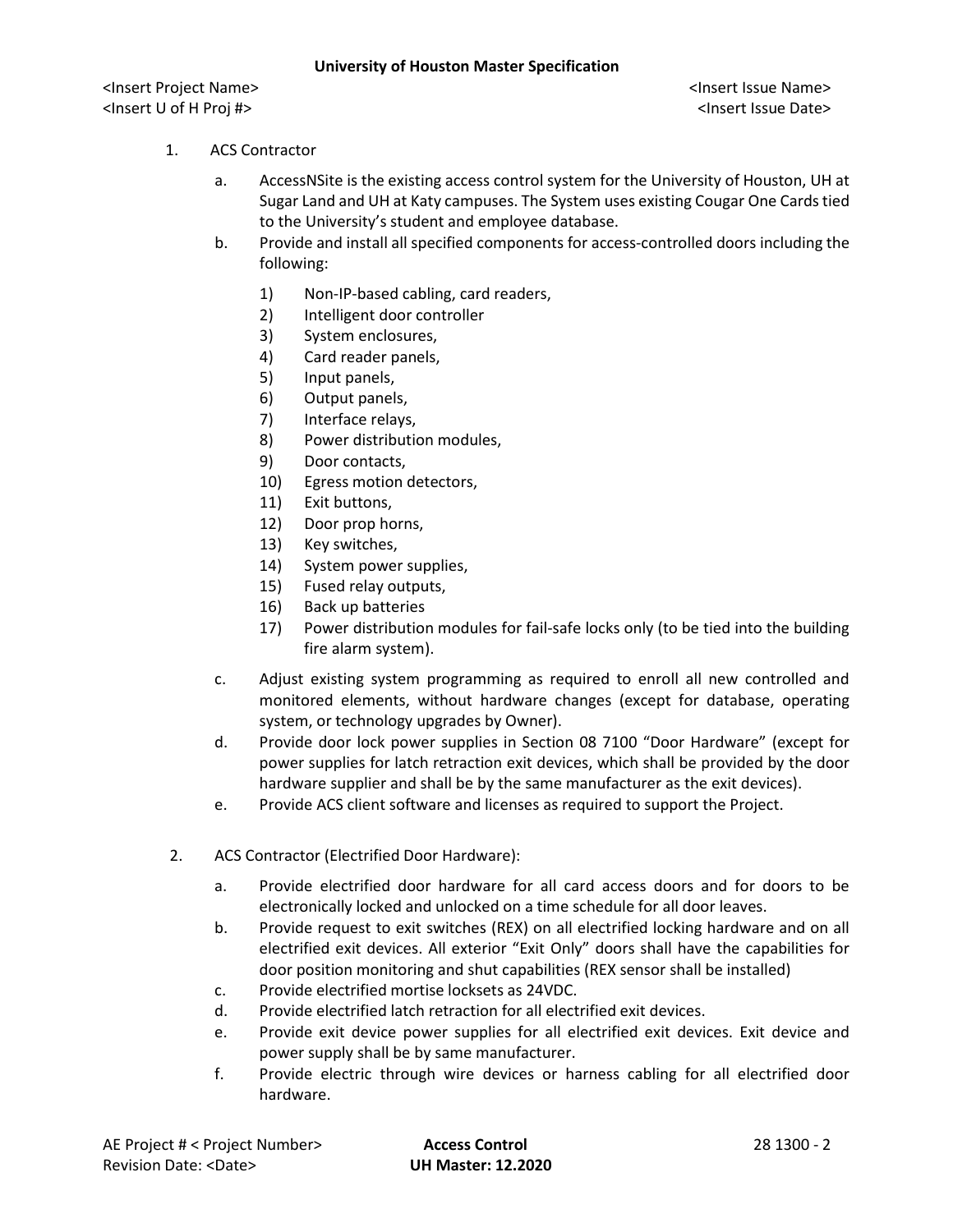1. ACS Contractor

   a. AccessNSite is the existing access control system for the University of Houston, UH at Sugar Land and UH at Katy campuses. The System uses existing Cougar One Cards tied to the University's student and employee database.

   b. Provide and install all specified components for access-controlled doors including the following:

      1) Non-IP-based cabling, card readers,
      2) Intelligent door controller
      3) System enclosures,
      4) Card reader panels,
      5) Input panels,
      6) Output panels,
      7) Interface relays,
      8) Power distribution modules,
      9) Door contacts,
      10) Egress motion detectors,
      11) Exit buttons,
      12) Door prop horns,
      13) Key switches,
      14) System power supplies,
      15) Fused relay outputs,
      16) Back up batteries
      17) Power distribution modules for fail-safe locks only (to be tied into the building fire alarm system).

   c. Adjust existing system programming as required to enroll all new controlled and monitored elements, without hardware changes (except for database, operating system, or technology upgrades by Owner).

   d. Provide door lock power supplies in Section 08 7100 "Door Hardware" (except for power supplies for latch retraction exit devices, which shall be provided by the door hardware supplier and shall be by the same manufacturer as the exit devices).

   e. Provide ACS client software and licenses as required to support the Project.

2. ACS Contractor (Electrified Door Hardware):

   a. Provide electrified door hardware for all card access doors and for doors to be electronically locked and unlocked on a time schedule for all door leaves.

   b. Provide request to exit switches (REX) on all electrified locking hardware and on all electrified exit devices. All exterior "Exit Only" doors shall have the capabilities for door position monitoring and shut capabilities (REX sensor shall be installed)

   c. Provide electrified mortise locksets as 24VDC.

   d. Provide electrified latch retraction for all electrified exit devices.

   e. Provide exit device power supplies for all electrified exit devices. Exit device and power supply shall be by same manufacturer.

   f. Provide electric through wire devices or harness cabling for all electrified door hardware.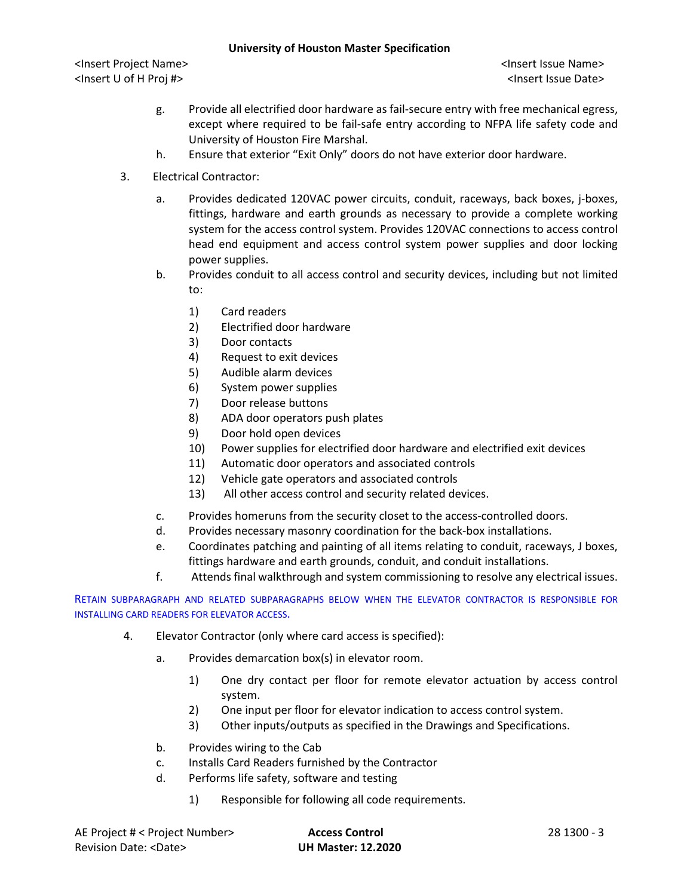g. Provide all electrified door hardware as fail-secure entry with free mechanical egress, except where required to be fail-safe entry according to NFPA life safety code and University of Houston Fire Marshal.

h. Ensure that exterior "Exit Only" doors do not have exterior door hardware.

3. Electrical Contractor:

   a. Provides dedicated 120VAC power circuits, conduit, raceways, back boxes, j-boxes, fittings, hardware and earth grounds as necessary to provide a complete working system for the access control system. Provides 120VAC connections to access control head end equipment and access control system power supplies and door locking power supplies.

   b. Provides conduit to all access control and security devices, including but not limited to:

      1) Card readers
      2) Electrified door hardware
      3) Door contacts
      4) Request to exit devices
      5) Audible alarm devices
      6) System power supplies
      7) Door release buttons
      8) ADA door operators push plates
      9) Door hold open devices
      10) Power supplies for electrified door hardware and electrified exit devices
      11) Automatic door operators and associated controls
      12) Vehicle gate operators and associated controls
      13) All other access control and security related devices.

   c. Provides homeruns from the security closet to the access-controlled doors.

   d. Provides necessary masonry coordination for the back-box installations.

   e. Coordinates patching and painting of all items relating to conduit, raceways, J boxes, fittings hardware and earth grounds, conduit, and conduit installations.

   f. Attends final walkthrough and system commissioning to resolve any electrical issues.

RETAIN SUBPARAGRAPH AND RELATED SUBPARAGRAPHS BELOW WHEN THE ELEVATOR CONTRACTOR IS RESPONSIBLE FOR INSTALLING CARD READERS FOR ELEVATOR ACCESS.

4. Elevator Contractor (only where card access is specified):

   a. Provides demarcation box(s) in elevator room.

      1) One dry contact per floor for remote elevator actuation by access control system.
      2) One input per floor for elevator indication to access control system.
      3) Other inputs/outputs as specified in the Drawings and Specifications.

   b. Provides wiring to the Cab

   c. Installs Card Readers furnished by the Contractor

   d. Performs life safety, software and testing

      1) Responsible for following all code requirements.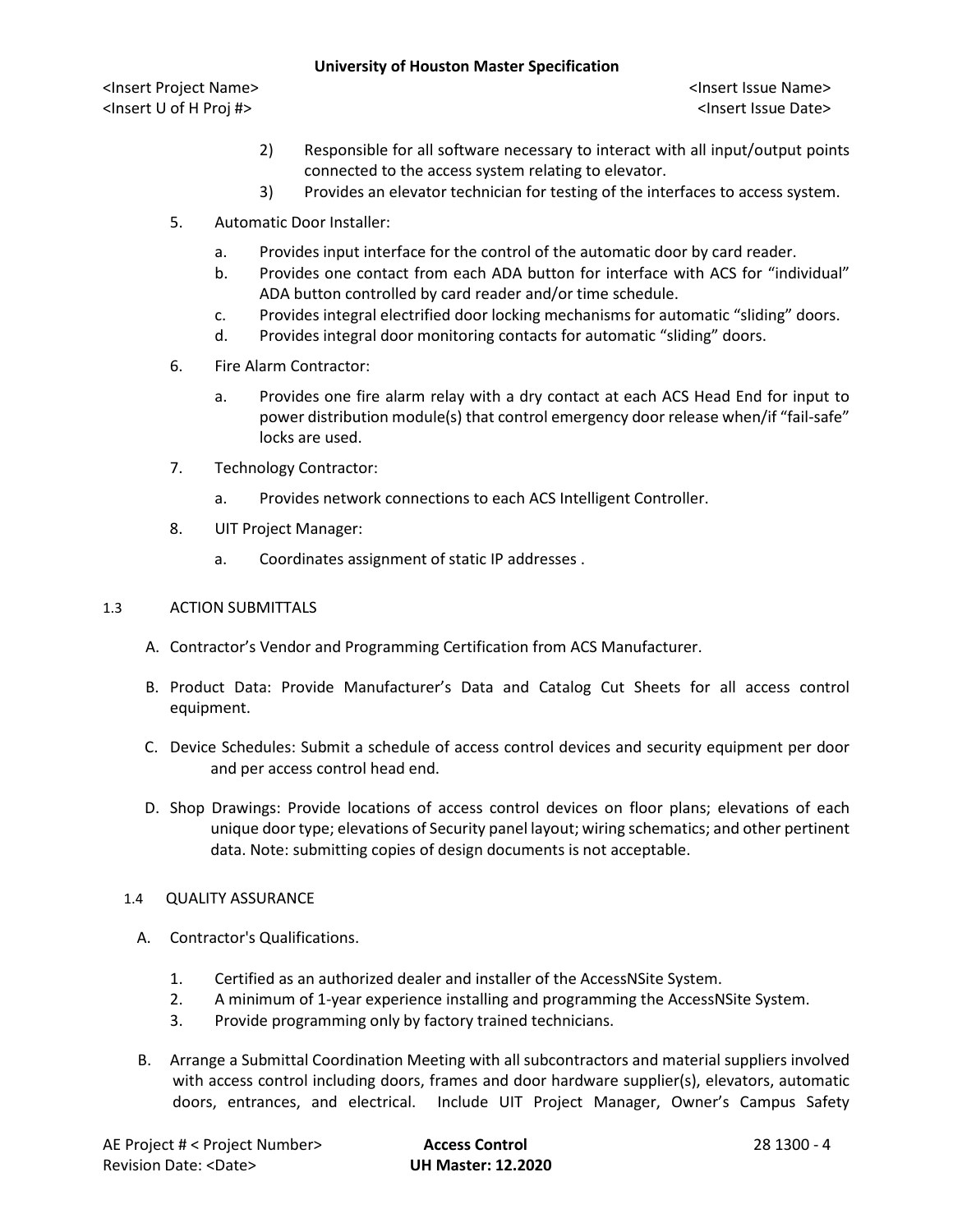2) Responsible for all software necessary to interact with all input/output points connected to the access system relating to elevator.
3) Provides an elevator technician for testing of the interfaces to access system.

5. Automatic Door Installer:
   a. Provides input interface for the control of the automatic door by card reader.
   b. Provides one contact from each ADA button for interface with ACS for "individual" ADA button controlled by card reader and/or time schedule.
   c. Provides integral electrified door locking mechanisms for automatic "sliding" doors.
   d. Provides integral door monitoring contacts for automatic "sliding" doors.

6. Fire Alarm Contractor:
   a. Provides one fire alarm relay with a dry contact at each ACS Head End for input to power distribution module(s) that control emergency door release when/if "fail-safe" locks are used.

7. Technology Contractor:
   a. Provides network connections to each ACS Intelligent Controller.

8. UIT Project Manager:
   a. Coordinates assignment of static IP addresses .

## 1.3 ACTION SUBMITTALS

A. Contractor's Vendor and Programming Certification from ACS Manufacturer.

B. Product Data: Provide Manufacturer's Data and Catalog Cut Sheets for all access control equipment.

C. Device Schedules: Submit a schedule of access control devices and security equipment per door and per access control head end.

D. Shop Drawings: Provide locations of access control devices on floor plans; elevations of each unique door type; elevations of Security panel layout; wiring schematics; and other pertinent data. Note: submitting copies of design documents is not acceptable.

## 1.4 QUALITY ASSURANCE

A. Contractor's Qualifications.
   1. Certified as an authorized dealer and installer of the AccessNSite System.
   2. A minimum of 1-year experience installing and programming the AccessNSite System.
   3. Provide programming only by factory trained technicians.

B. Arrange a Submittal Coordination Meeting with all subcontractors and material suppliers involved with access control including doors, frames and door hardware supplier(s), elevators, automatic doors, entrances, and electrical. Include UIT Project Manager, Owner's Campus Safety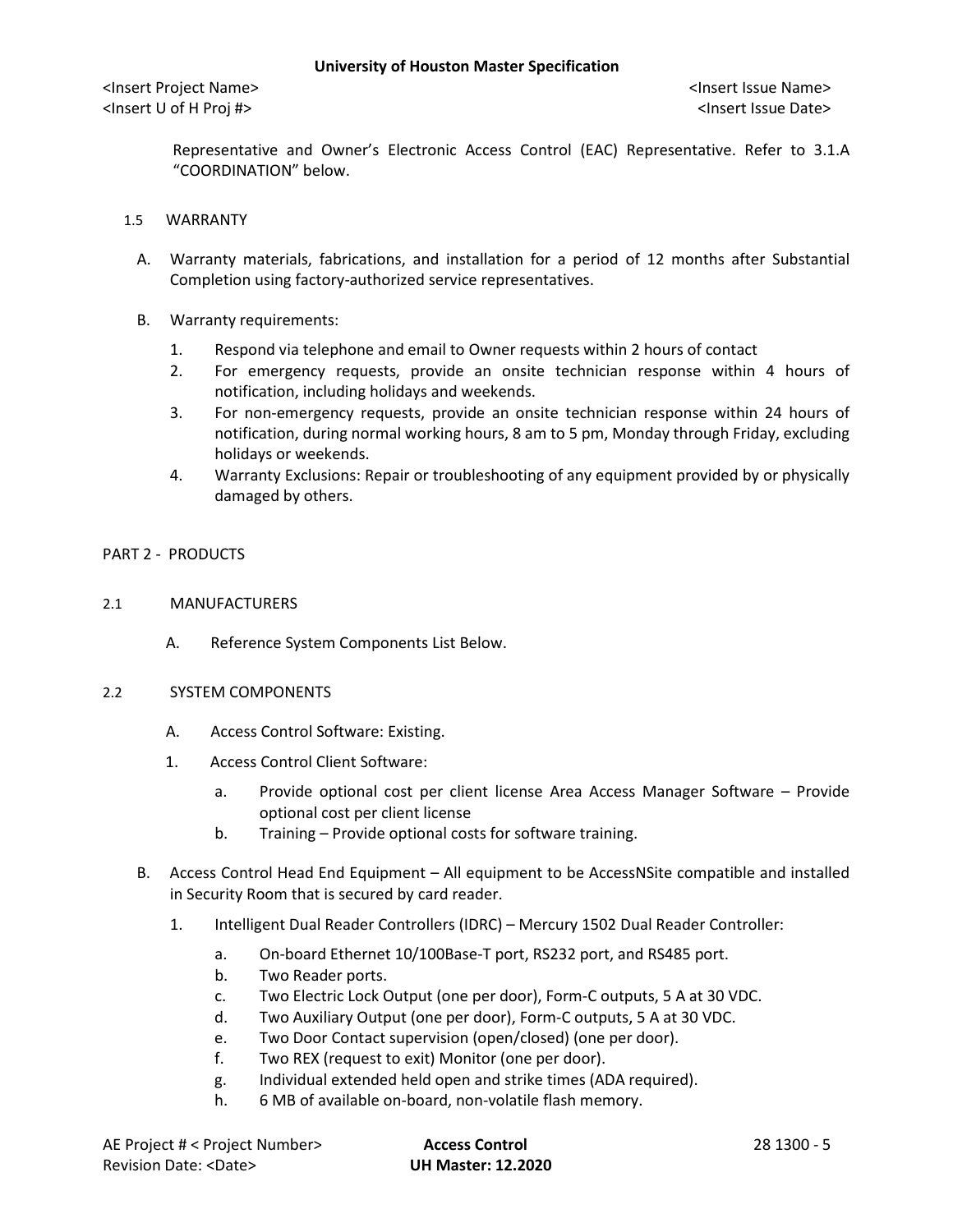Representative and Owner's Electronic Access Control (EAC) Representative. Refer to 3.1.A "COORDINATION" below.

1.5 WARRANTY

A. Warranty materials, fabrications, and installation for a period of 12 months after Substantial Completion using factory-authorized service representatives.

B. Warranty requirements:

1. Respond via telephone and email to Owner requests within 2 hours of contact
2. For emergency requests, provide an onsite technician response within 4 hours of notification, including holidays and weekends.
3. For non-emergency requests, provide an onsite technician response within 24 hours of notification, during normal working hours, 8 am to 5 pm, Monday through Friday, excluding holidays or weekends.
4. Warranty Exclusions: Repair or troubleshooting of any equipment provided by or physically damaged by others.

## PART 2 - PRODUCTS

2.1 MANUFACTURERS

A. Reference System Components List Below.

2.2 SYSTEM COMPONENTS

A. Access Control Software: Existing.

1. Access Control Client Software:

   a. Provide optional cost per client license Area Access Manager Software – Provide optional cost per client license
   b. Training – Provide optional costs for software training.

B. Access Control Head End Equipment – All equipment to be AccessNSite compatible and installed in Security Room that is secured by card reader.

1. Intelligent Dual Reader Controllers (IDRC) – Mercury 1502 Dual Reader Controller:

   a. On-board Ethernet 10/100Base-T port, RS232 port, and RS485 port.
   b. Two Reader ports.
   c. Two Electric Lock Output (one per door), Form-C outputs, 5 A at 30 VDC.
   d. Two Auxiliary Output (one per door), Form-C outputs, 5 A at 30 VDC.
   e. Two Door Contact supervision (open/closed) (one per door).
   f. Two REX (request to exit) Monitor (one per door).
   g. Individual extended held open and strike times (ADA required).
   h. 6 MB of available on-board, non-volatile flash memory.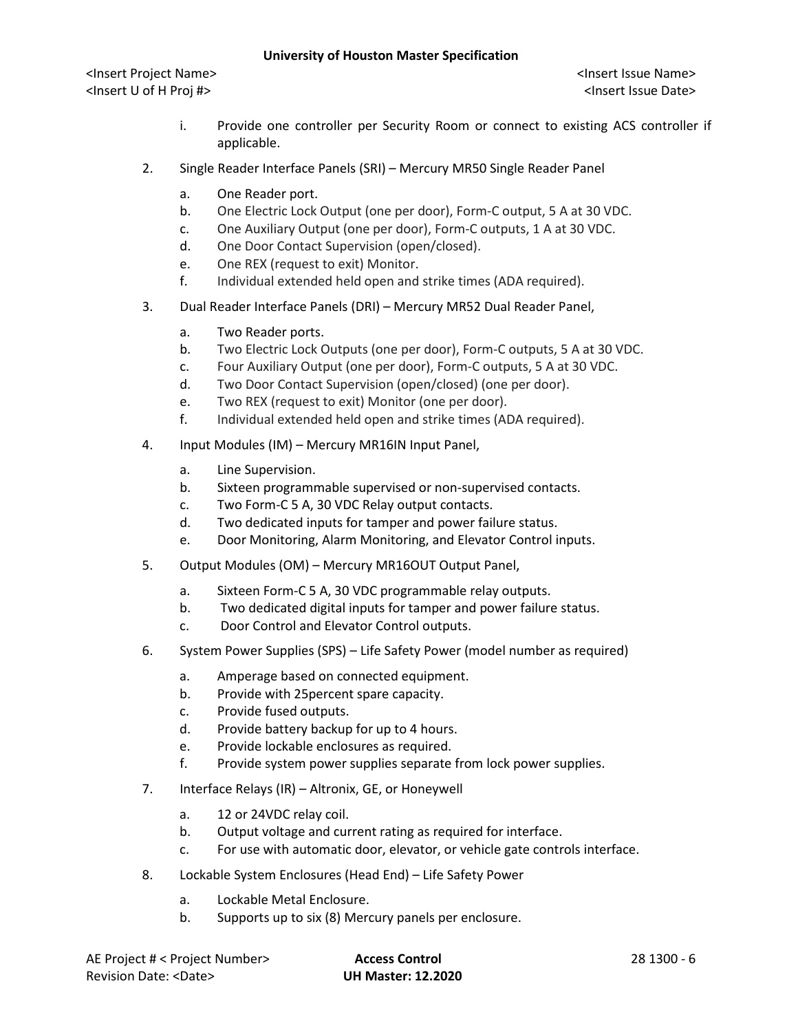i. Provide one controller per Security Room or connect to existing ACS controller if applicable.

2. Single Reader Interface Panels (SRI) – Mercury MR50 Single Reader Panel

   a. One Reader port.
   b. One Electric Lock Output (one per door), Form-C output, 5 A at 30 VDC.
   c. One Auxiliary Output (one per door), Form-C outputs, 1 A at 30 VDC.
   d. One Door Contact Supervision (open/closed).
   e. One REX (request to exit) Monitor.
   f. Individual extended held open and strike times (ADA required).

3. Dual Reader Interface Panels (DRI) – Mercury MR52 Dual Reader Panel,

   a. Two Reader ports.
   b. Two Electric Lock Outputs (one per door), Form-C outputs, 5 A at 30 VDC.
   c. Four Auxiliary Output (one per door), Form-C outputs, 5 A at 30 VDC.
   d. Two Door Contact Supervision (open/closed) (one per door).
   e. Two REX (request to exit) Monitor (one per door).
   f. Individual extended held open and strike times (ADA required).

4. Input Modules (IM) – Mercury MR16IN Input Panel,

   a. Line Supervision.
   b. Sixteen programmable supervised or non-supervised contacts.
   c. Two Form-C 5 A, 30 VDC Relay output contacts.
   d. Two dedicated inputs for tamper and power failure status.
   e. Door Monitoring, Alarm Monitoring, and Elevator Control inputs.

5. Output Modules (OM) – Mercury MR16OUT Output Panel,

   a. Sixteen Form-C 5 A, 30 VDC programmable relay outputs.
   b. Two dedicated digital inputs for tamper and power failure status.
   c. Door Control and Elevator Control outputs.

6. System Power Supplies (SPS) – Life Safety Power (model number as required)

   a. Amperage based on connected equipment.
   b. Provide with 25percent spare capacity.
   c. Provide fused outputs.
   d. Provide battery backup for up to 4 hours.
   e. Provide lockable enclosures as required.
   f. Provide system power supplies separate from lock power supplies.

7. Interface Relays (IR) – Altronix, GE, or Honeywell

   a. 12 or 24VDC relay coil.
   b. Output voltage and current rating as required for interface.
   c. For use with automatic door, elevator, or vehicle gate controls interface.

8. Lockable System Enclosures (Head End) – Life Safety Power

   a. Lockable Metal Enclosure.
   b. Supports up to six (8) Mercury panels per enclosure.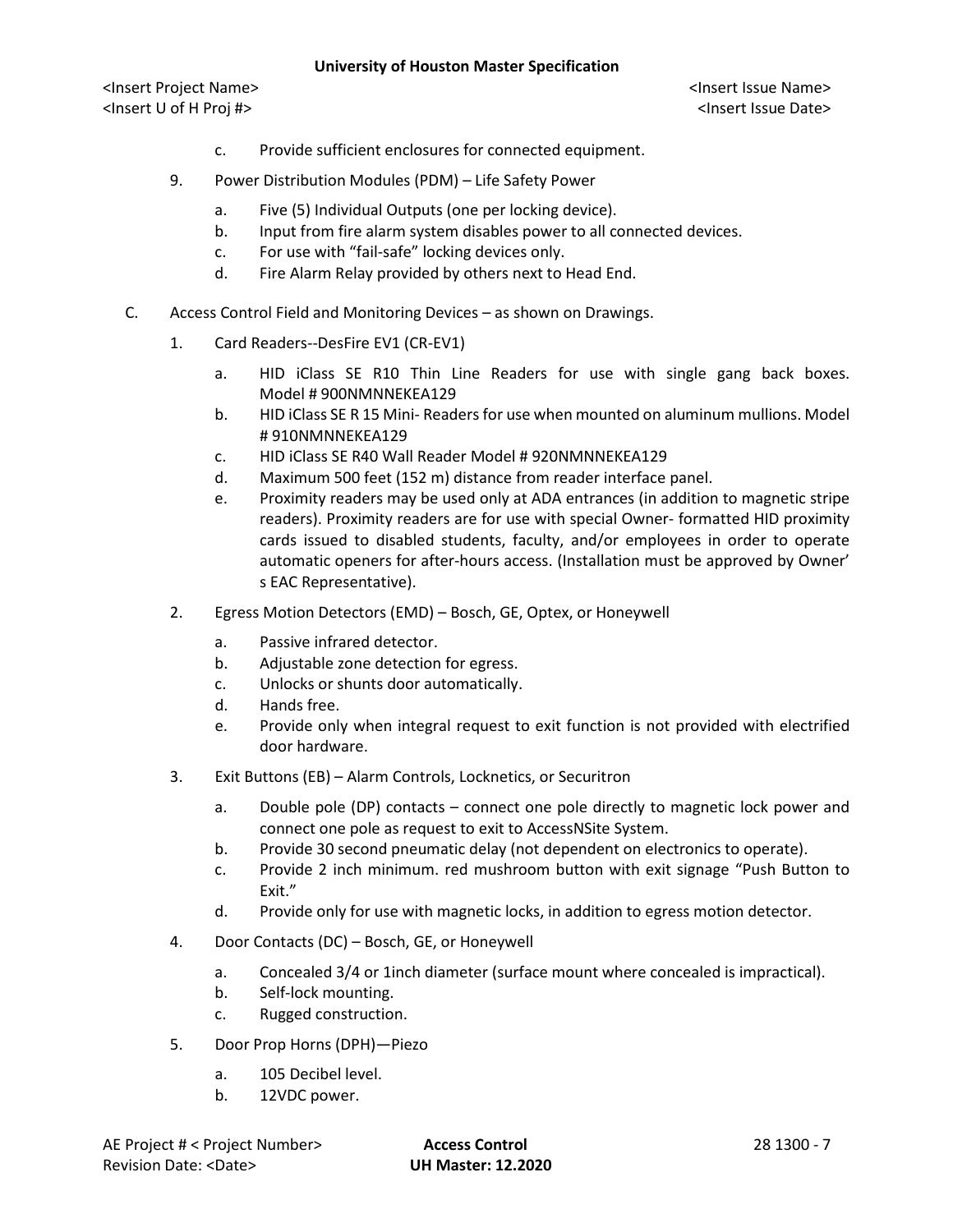c. Provide sufficient enclosures for connected equipment.

9. Power Distribution Modules (PDM) – Life Safety Power

   a. Five (5) Individual Outputs (one per locking device).
   b. Input from fire alarm system disables power to all connected devices.
   c. For use with "fail-safe" locking devices only.
   d. Fire Alarm Relay provided by others next to Head End.

C. Access Control Field and Monitoring Devices – as shown on Drawings.

1. Card Readers--DesFire EV1 (CR-EV1)

   a. HID iClass SE R10 Thin Line Readers for use with single gang back boxes. Model # 900NMNNEKEA129
   b. HID iClass SE R 15 Mini- Readers for use when mounted on aluminum mullions. Model # 910NMNNEKEA129
   c. HID iClass SE R40 Wall Reader Model # 920NMNNEKEA129
   d. Maximum 500 feet (152 m) distance from reader interface panel.
   e. Proximity readers may be used only at ADA entrances (in addition to magnetic stripe readers). Proximity readers are for use with special Owner- formatted HID proximity cards issued to disabled students, faculty, and/or employees in order to operate automatic openers for after-hours access. (Installation must be approved by Owner' s EAC Representative).

2. Egress Motion Detectors (EMD) – Bosch, GE, Optex, or Honeywell

   a. Passive infrared detector.
   b. Adjustable zone detection for egress.
   c. Unlocks or shunts door automatically.
   d. Hands free.
   e. Provide only when integral request to exit function is not provided with electrified door hardware.

3. Exit Buttons (EB) – Alarm Controls, Locknetics, or Securitron

   a. Double pole (DP) contacts – connect one pole directly to magnetic lock power and connect one pole as request to exit to AccessNSite System.
   b. Provide 30 second pneumatic delay (not dependent on electronics to operate).
   c. Provide 2 inch minimum. red mushroom button with exit signage "Push Button to Exit."
   d. Provide only for use with magnetic locks, in addition to egress motion detector.

4. Door Contacts (DC) – Bosch, GE, or Honeywell

   a. Concealed 3/4 or 1inch diameter (surface mount where concealed is impractical).
   b. Self-lock mounting.
   c. Rugged construction.

5. Door Prop Horns (DPH)—Piezo

   a. 105 Decibel level.
   b. 12VDC power.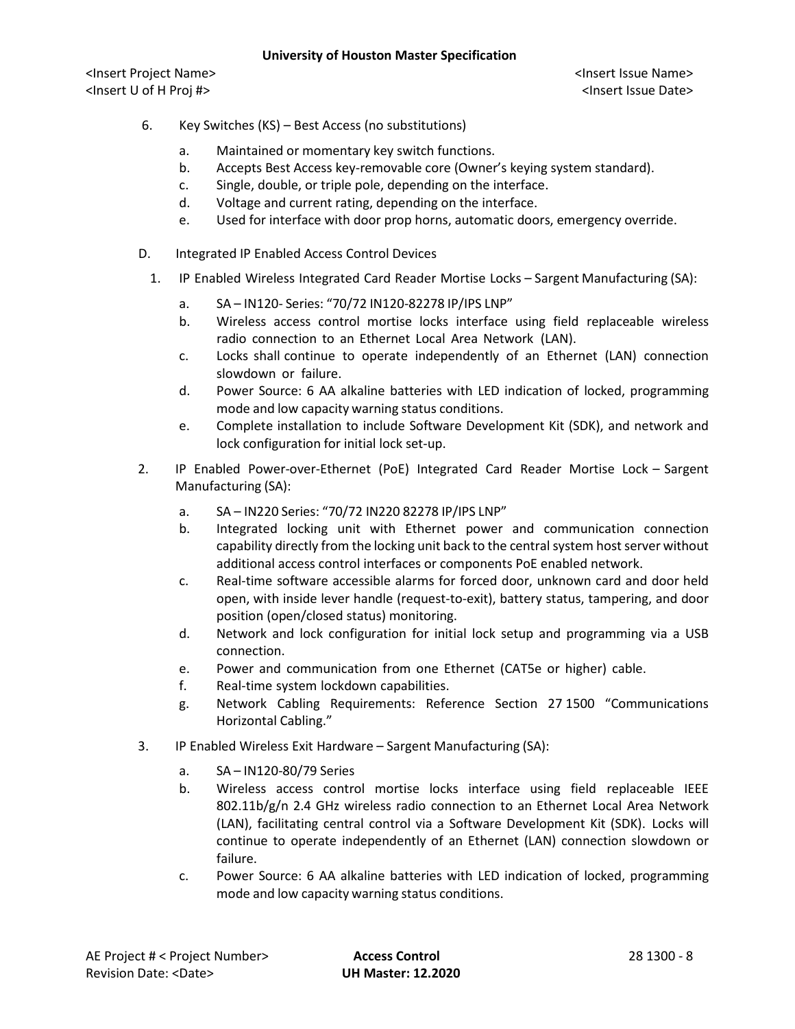6. Key Switches (KS) – Best Access (no substitutions)

   a. Maintained or momentary key switch functions.
   b. Accepts Best Access key-removable core (Owner's keying system standard).
   c. Single, double, or triple pole, depending on the interface.
   d. Voltage and current rating, depending on the interface.
   e. Used for interface with door prop horns, automatic doors, emergency override.

D. Integrated IP Enabled Access Control Devices

1. IP Enabled Wireless Integrated Card Reader Mortise Locks – Sargent Manufacturing (SA):

   a. SA – IN120- Series: "70/72 IN120-82278 IP/IPS LNP"
   b. Wireless access control mortise locks interface using field replaceable wireless radio connection to an Ethernet Local Area Network (LAN).
   c. Locks shall continue to operate independently of an Ethernet (LAN) connection slowdown or failure.
   d. Power Source: 6 AA alkaline batteries with LED indication of locked, programming mode and low capacity warning status conditions.
   e. Complete installation to include Software Development Kit (SDK), and network and lock configuration for initial lock set-up.

2. IP Enabled Power-over-Ethernet (PoE) Integrated Card Reader Mortise Lock – Sargent Manufacturing (SA):

   a. SA – IN220 Series: "70/72 IN220 82278 IP/IPS LNP"
   b. Integrated locking unit with Ethernet power and communication connection capability directly from the locking unit back to the central system host server without additional access control interfaces or components PoE enabled network.
   c. Real-time software accessible alarms for forced door, unknown card and door held open, with inside lever handle (request-to-exit), battery status, tampering, and door position (open/closed status) monitoring.
   d. Network and lock configuration for initial lock setup and programming via a USB connection.
   e. Power and communication from one Ethernet (CAT5e or higher) cable.
   f. Real-time system lockdown capabilities.
   g. Network Cabling Requirements: Reference Section 27 1500 "Communications Horizontal Cabling."

3. IP Enabled Wireless Exit Hardware – Sargent Manufacturing (SA):

   a. SA – IN120-80/79 Series
   b. Wireless access control mortise locks interface using field replaceable IEEE 802.11b/g/n 2.4 GHz wireless radio connection to an Ethernet Local Area Network (LAN), facilitating central control via a Software Development Kit (SDK). Locks will continue to operate independently of an Ethernet (LAN) connection slowdown or failure.
   c. Power Source: 6 AA alkaline batteries with LED indication of locked, programming mode and low capacity warning status conditions.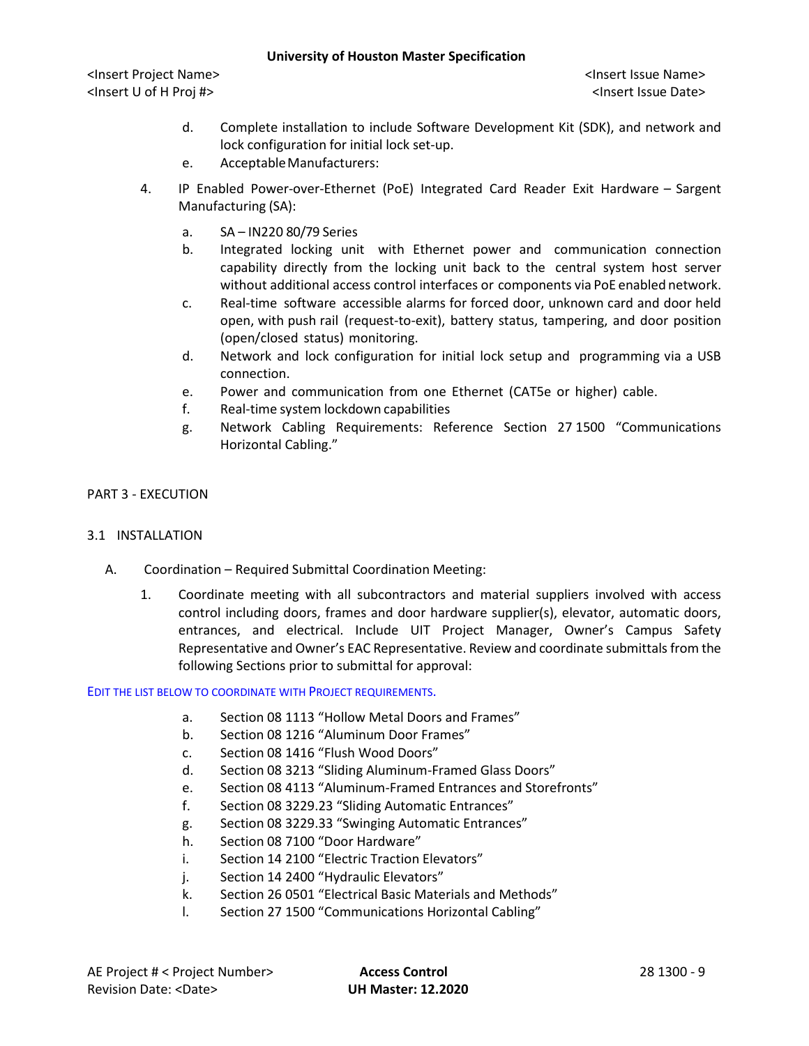d. Complete installation to include Software Development Kit (SDK), and network and lock configuration for initial lock set-up.

e. Acceptable Manufacturers:

4. IP Enabled Power-over-Ethernet (PoE) Integrated Card Reader Exit Hardware – Sargent Manufacturing (SA):

   a. SA – IN220 80/79 Series

   b. Integrated locking unit with Ethernet power and communication connection capability directly from the locking unit back to the central system host server without additional access control interfaces or components via PoE enabled network.

   c. Real-time software accessible alarms for forced door, unknown card and door held open, with push rail (request-to-exit), battery status, tampering, and door position (open/closed status) monitoring.

   d. Network and lock configuration for initial lock setup and programming via a USB connection.

   e. Power and communication from one Ethernet (CAT5e or higher) cable.

   f. Real-time system lockdown capabilities

   g. Network Cabling Requirements: Reference Section 27 1500 "Communications Horizontal Cabling."

## PART 3 - EXECUTION

### 3.1 INSTALLATION

A. Coordination – Required Submittal Coordination Meeting:

1. Coordinate meeting with all subcontractors and material suppliers involved with access control including doors, frames and door hardware supplier(s), elevator, automatic doors, entrances, and electrical. Include UIT Project Manager, Owner's Campus Safety Representative and Owner's EAC Representative. Review and coordinate submittals from the following Sections prior to submittal for approval:

EDIT THE LIST BELOW TO COORDINATE WITH PROJECT REQUIREMENTS.

   a. Section 08 1113 "Hollow Metal Doors and Frames"

   b. Section 08 1216 "Aluminum Door Frames"

   c. Section 08 1416 "Flush Wood Doors"

   d. Section 08 3213 "Sliding Aluminum-Framed Glass Doors"

   e. Section 08 4113 "Aluminum-Framed Entrances and Storefronts"

   f. Section 08 3229.23 "Sliding Automatic Entrances"

   g. Section 08 3229.33 "Swinging Automatic Entrances"

   h. Section 08 7100 "Door Hardware"

   i. Section 14 2100 "Electric Traction Elevators"

   j. Section 14 2400 "Hydraulic Elevators"

   k. Section 26 0501 "Electrical Basic Materials and Methods"

   l. Section 27 1500 "Communications Horizontal Cabling"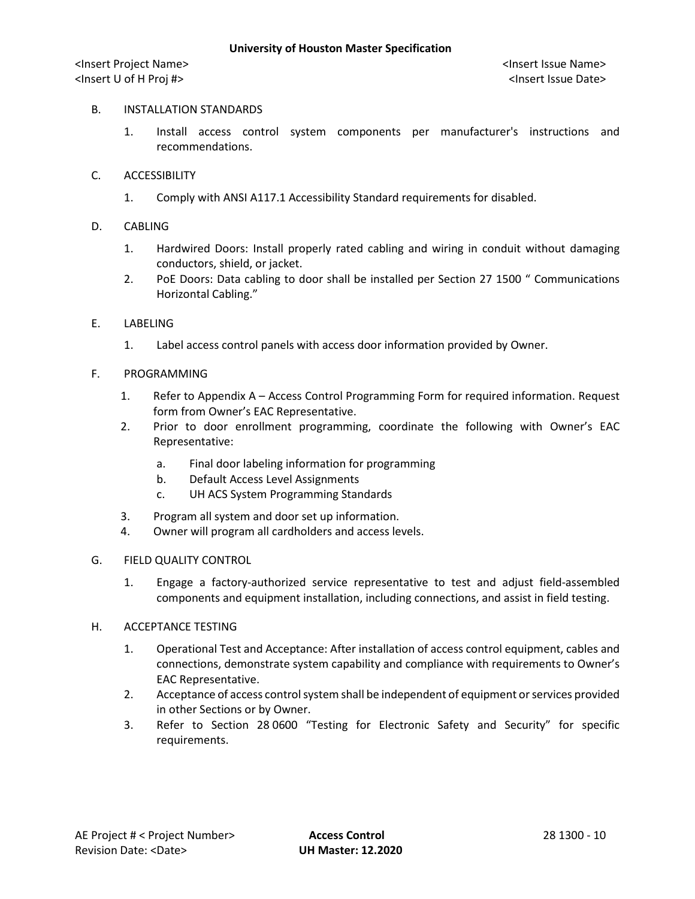B. INSTALLATION STANDARDS

1. Install access control system components per manufacturer's instructions and recommendations.

C. ACCESSIBILITY

1. Comply with ANSI A117.1 Accessibility Standard requirements for disabled.

D. CABLING

1. Hardwired Doors: Install properly rated cabling and wiring in conduit without damaging conductors, shield, or jacket.
2. PoE Doors: Data cabling to door shall be installed per Section 27 1500 " Communications Horizontal Cabling."

E. LABELING

1. Label access control panels with access door information provided by Owner.

F. PROGRAMMING

1. Refer to Appendix A – Access Control Programming Form for required information. Request form from Owner's EAC Representative.
2. Prior to door enrollment programming, coordinate the following with Owner's EAC Representative:
   a. Final door labeling information for programming
   b. Default Access Level Assignments
   c. UH ACS System Programming Standards
3. Program all system and door set up information.
4. Owner will program all cardholders and access levels.

G. FIELD QUALITY CONTROL

1. Engage a factory-authorized service representative to test and adjust field-assembled components and equipment installation, including connections, and assist in field testing.

H. ACCEPTANCE TESTING

1. Operational Test and Acceptance: After installation of access control equipment, cables and connections, demonstrate system capability and compliance with requirements to Owner's EAC Representative.
2. Acceptance of access control system shall be independent of equipment or services provided in other Sections or by Owner.
3. Refer to Section 28 0600 "Testing for Electronic Safety and Security" for specific requirements.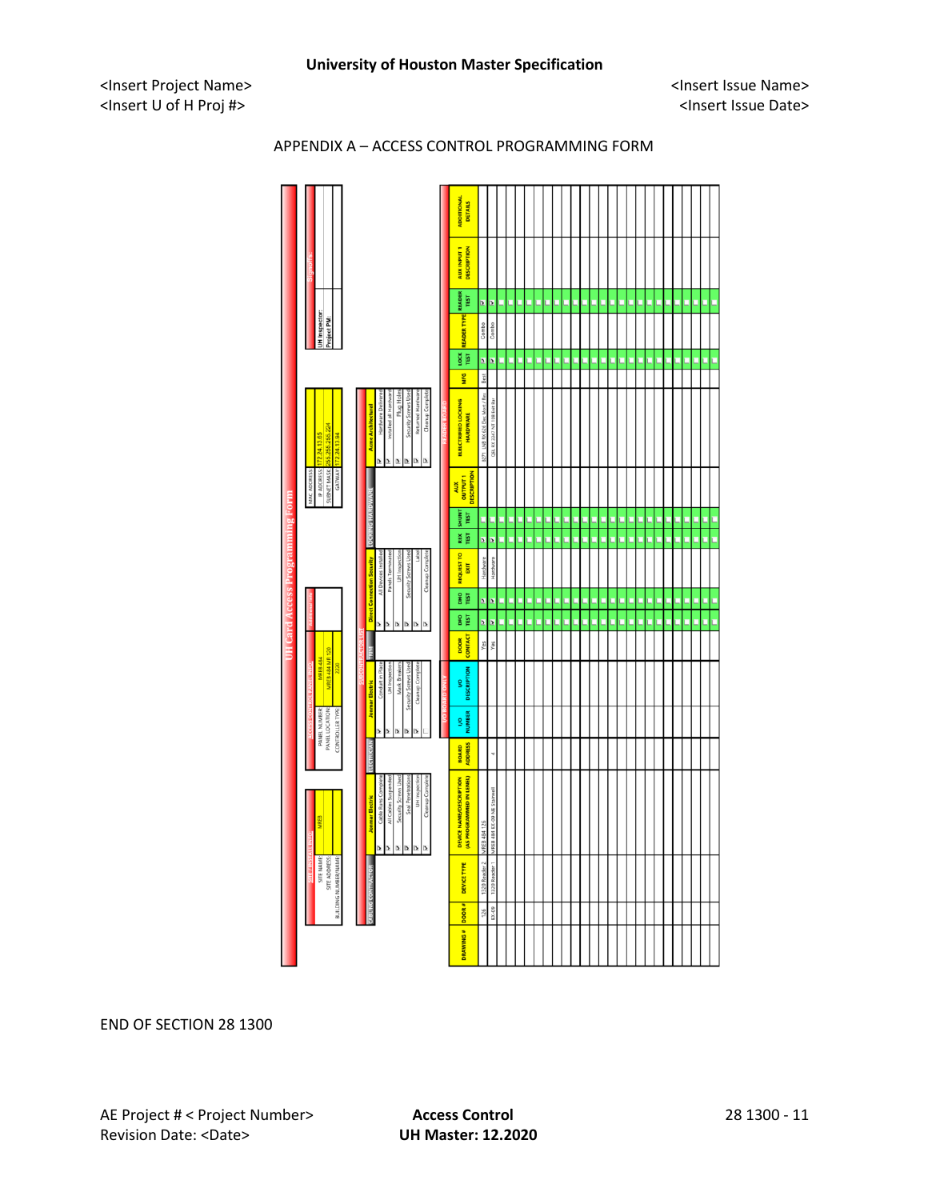<Insert Project Name>
<Insert U of H Proj #>

<Insert Issue Name>
<Insert Issue Date>

APPENDIX A – ACCESS CONTROL PROGRAMMING FORM

UH Card Access Programming Form

| SITE INFORMATION | |
|---|---|
| SITE NAME | MREB |
| SITE ADDRESS | |
| BUILDING NUMBER/NAME | |

| ACCESS CONTROLLER INFORMATION | |
|---|---|
| PANEL NUMBER | MREB 484 |
| PANEL LOCATION | MREB 484 MR 120 |
| CONTROLLER TYPE | 2220 |

| | |
|---|---|
| MAC ADDRESS | |
| IP ADDRESS | 172.24.13.65 |
| SUBNET MASK | 255.255.255.224 |
| GATWAY | 172.24.13.94 |

| Signoffs | |
|---|---|
| UH Inspector: | |
| Project PM: | |

| CABLING CONTRACTOR | ELECTRICIAN | SECURITY | DOOR HARDWARE |
|---|---|---|---|
| Jomar Electric | Jomar Electric | Direct Connection Security | Acme Architectural |
| ☑ Cable Runs Complete | ☑ Conduit in Place | ☑ All Devices Installed | ☑ Hardware Delivered |
| ☑ All Cables Suspended | ☑ UH Inspection | ☑ Panels Terminated | ☑ Installed all Hardware |
| ☑ Security Screws Used | ☑ Mark Breakers | ☑ UH Inspection | ☑ Plug Holes |
| ☑ Seal Penetrations | ☑ Security Screws Used | ☑ Security Screws Used | ☑ Security Screws Used |
| ☑ UH Inspection | ☑ Cleanup Complete | ☑ Label | ☑ Returned Hardware |
| ☑ Cleanup Complete | ☐ | ☑ Cleanup Complete | ☑ Cleanup Complete |

| DRAWING # | DOOR # | DEVICE TYPE | DEVICE NAME/DESCRIPTION (AS PROGRAMMED IN LENEL) | BOARD ADDRESS | I/O NUMBER | I/O DESCRIPTION | DOOR CONTACT | DPO TEST | DHO TEST | REQUEST TO EXIT | REX TEST | SHUNT TEST | AUX OUTPUT 1 DESCRIPTION | ELECTRIFIED LOCKING HARDWARE | MFG | LOCK TEST | READER TYPE | READER TEST | AUX INPUT 1 DESCRIPTION | ADDITIONAL DETAILS |
|---|---|---|---|---|---|---|---|---|---|---|---|---|---|---|---|---|---|---|---|---|
| | 126 | 1320 Reader 2 | MREB 484 126 | | | | Yes | ☑ | ☑ | Hardware | ☑ | ☑ | | EZ71 IAB RX 626 Elec Mort / Rex | Best | ☑ | Combo | ☑ | | |
| | EX-09 | 1320 Reader 1 | MREB 484 EX-09 NE Stairwell | 4 | | | Yes | ☑ | ☑ | Hardware | ☑ | ☑ | | 126 RX 33A1 NL 108 Exit Bar | | ☑ | Combo | ☑ | | |
| | | | | | | | | ☐ | ☐ | | ☐ | ☐ | | | | ☐ | | ☐ | | |
| | | | | | | | | ☐ | ☐ | | ☐ | ☐ | | | | ☐ | | ☐ | | |
| | | | | | | | | ☐ | ☐ | | ☐ | ☐ | | | | ☐ | | ☐ | | |
| | | | | | | | | ☐ | ☐ | | ☐ | ☐ | | | | ☐ | | ☐ | | |
| | | | | | | | | ☐ | ☐ | | ☐ | ☐ | | | | ☐ | | ☐ | | |
| | | | | | | | | ☐ | ☐ | | ☐ | ☐ | | | | ☐ | | ☐ | | |
| | | | | | | | | ☐ | ☐ | | ☐ | ☐ | | | | ☐ | | ☐ | | |
| | | | | | | | | ☐ | ☐ | | ☐ | ☐ | | | | ☐ | | ☐ | | |
| | | | | | | | | ☐ | ☐ | | ☐ | ☐ | | | | ☐ | | ☐ | | |
| | | | | | | | | ☐ | ☐ | | ☐ | ☐ | | | | ☐ | | ☐ | | |

END OF SECTION 28 1300